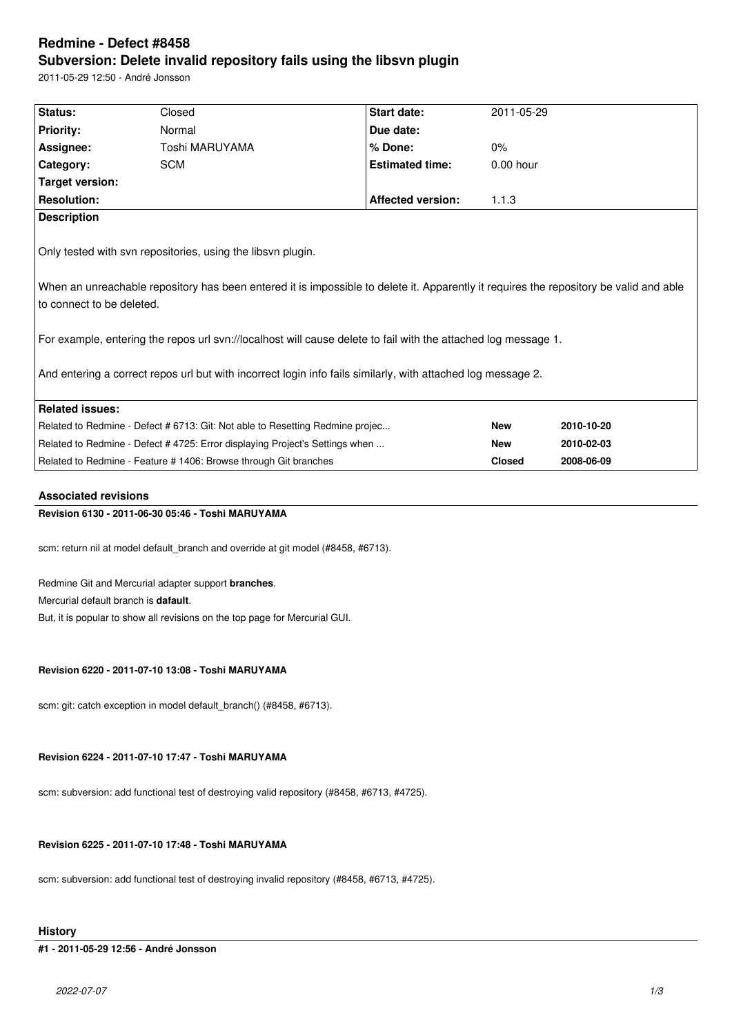# Redmine - Defect #8458

## Subversion: Delete invalid repository fails using the libsvn plugin

2011-05-29 12:50 - André Jonsson

| Status: | Closed | Start date: | 2011-05-29 |
|---|---|---|---|
| Priority: | Normal | Due date: | |
| Assignee: | Toshi MARUYAMA | % Done: | 0% |
| Category: | SCM | Estimated time: | 0.00 hour |
| Target version: | | | |
| Resolution: | | Affected version: | 1.1.3 |

**Description**

Only tested with svn repositories, using the libsvn plugin.

When an unreachable repository has been entered it is impossible to delete it. Apparently it requires the repository be valid and able to connect to be deleted.

For example, entering the repos url svn://localhost will cause delete to fail with the attached log message 1.

And entering a correct repos url but with incorrect login info fails similarly, with attached log message 2.

**Related issues:**

| Issue | Status | Date |
|---|---|---|
| Related to Redmine - Defect # 6713: Git: Not able to Resetting Redmine projec... | **New** | **2010-10-20** |
| Related to Redmine - Defect # 4725: Error displaying Project's Settings when ... | **New** | **2010-02-03** |
| Related to Redmine - Feature # 1406: Browse through Git branches | **Closed** | **2008-06-09** |

### Associated revisions

**Revision 6130 - 2011-06-30 05:46 - Toshi MARUYAMA**

scm: return nil at model default_branch and override at git model (#8458, #6713).

Redmine Git and Mercurial adapter support **branches**.
Mercurial default branch is **dafault**.
But, it is popular to show all revisions on the top page for Mercurial GUI.

**Revision 6220 - 2011-07-10 13:08 - Toshi MARUYAMA**

scm: git: catch exception in model default_branch() (#8458, #6713).

**Revision 6224 - 2011-07-10 17:47 - Toshi MARUYAMA**

scm: subversion: add functional test of destroying valid repository (#8458, #6713, #4725).

**Revision 6225 - 2011-07-10 17:48 - Toshi MARUYAMA**

scm: subversion: add functional test of destroying invalid repository (#8458, #6713, #4725).

### History

**#1 - 2011-05-29 12:56 - André Jonsson**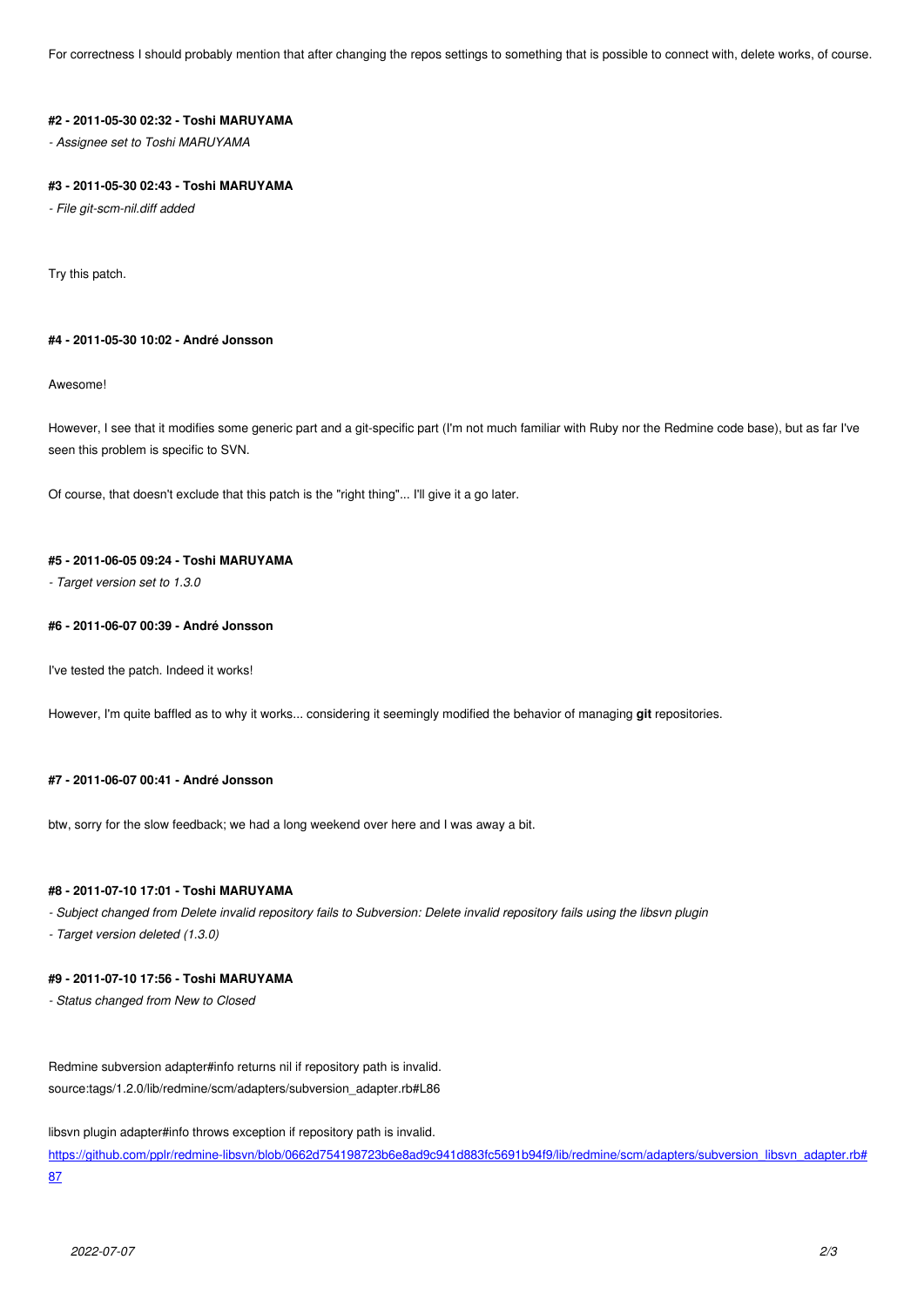For correctness I should probably mention that after changing the repos settings to something that is possible to connect with, delete works, of course.

#### #2 - 2011-05-30 02:32 - Toshi MARUYAMA

*- Assignee set to Toshi MARUYAMA*

#### #3 - 2011-05-30 02:43 - Toshi MARUYAMA

*- File git-scm-nil.diff added*

Try this patch.

#### #4 - 2011-05-30 10:02 - André Jonsson

Awesome!

However, I see that it modifies some generic part and a git-specific part (I'm not much familiar with Ruby nor the Redmine code base), but as far I've seen this problem is specific to SVN.

Of course, that doesn't exclude that this patch is the "right thing"... I'll give it a go later.

#### #5 - 2011-06-05 09:24 - Toshi MARUYAMA

*- Target version set to 1.3.0*

#### #6 - 2011-06-07 00:39 - André Jonsson

I've tested the patch. Indeed it works!

However, I'm quite baffled as to why it works... considering it seemingly modified the behavior of managing **git** repositories.

#### #7 - 2011-06-07 00:41 - André Jonsson

btw, sorry for the slow feedback; we had a long weekend over here and I was away a bit.

#### #8 - 2011-07-10 17:01 - Toshi MARUYAMA

*- Subject changed from Delete invalid repository fails to Subversion: Delete invalid repository fails using the libsvn plugin*
*- Target version deleted (1.3.0)*

#### #9 - 2011-07-10 17:56 - Toshi MARUYAMA

*- Status changed from New to Closed*

Redmine subversion adapter#info returns nil if repository path is invalid.
source:tags/1.2.0/lib/redmine/scm/adapters/subversion_adapter.rb#L86

libsvn plugin adapter#info throws exception if repository path is invalid.
https://github.com/pplr/redmine-libsvn/blob/0662d754198723b6e8ad9c941d883fc5691b94f9/lib/redmine/scm/adapters/subversion_libsvn_adapter.rb#87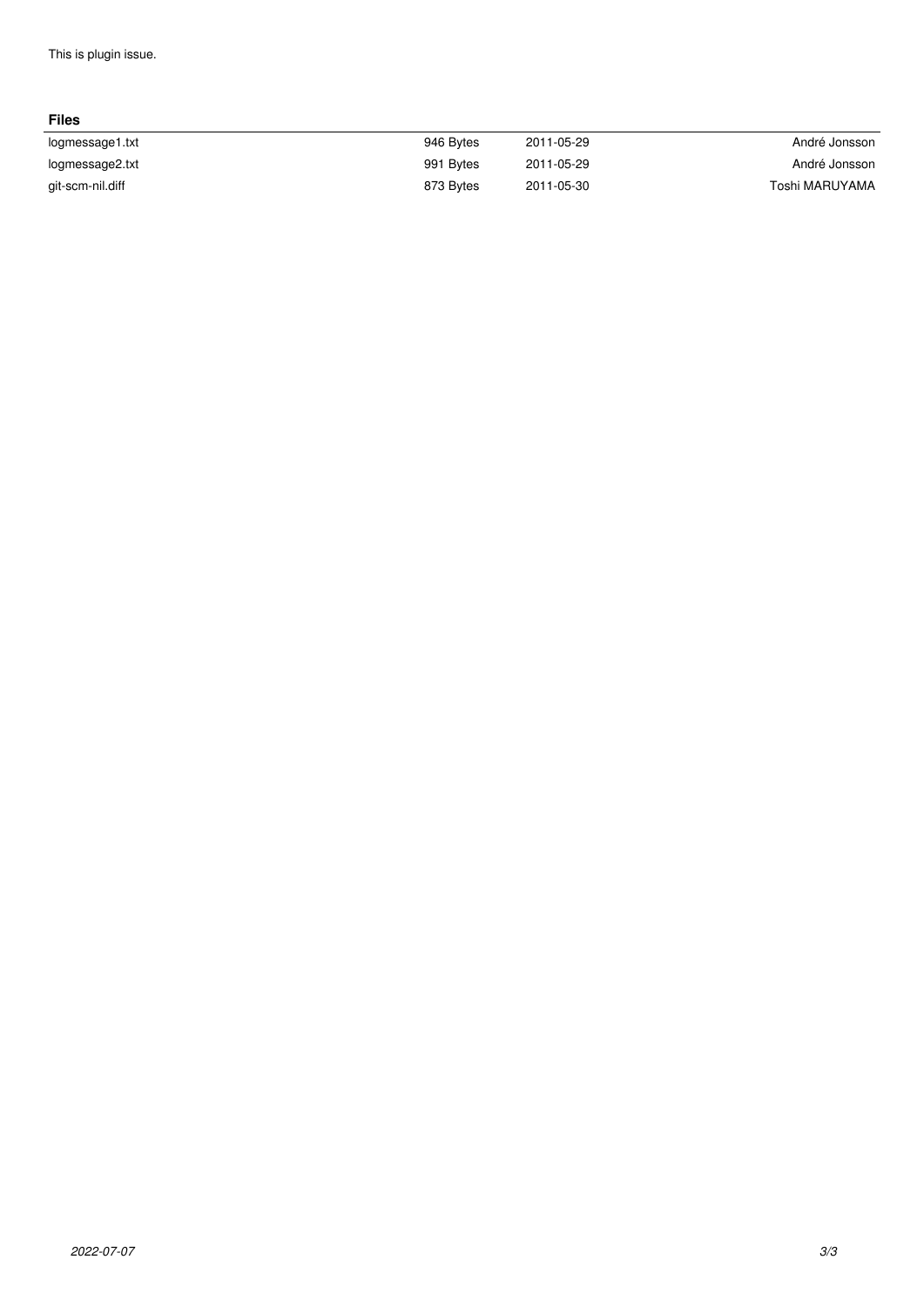This is plugin issue.

**Files**

| | | | |
|---|---|---|---|
| logmessage1.txt | 946 Bytes | 2011-05-29 | André Jonsson |
| logmessage2.txt | 991 Bytes | 2011-05-29 | André Jonsson |
| git-scm-nil.diff | 873 Bytes | 2011-05-30 | Toshi MARUYAMA |